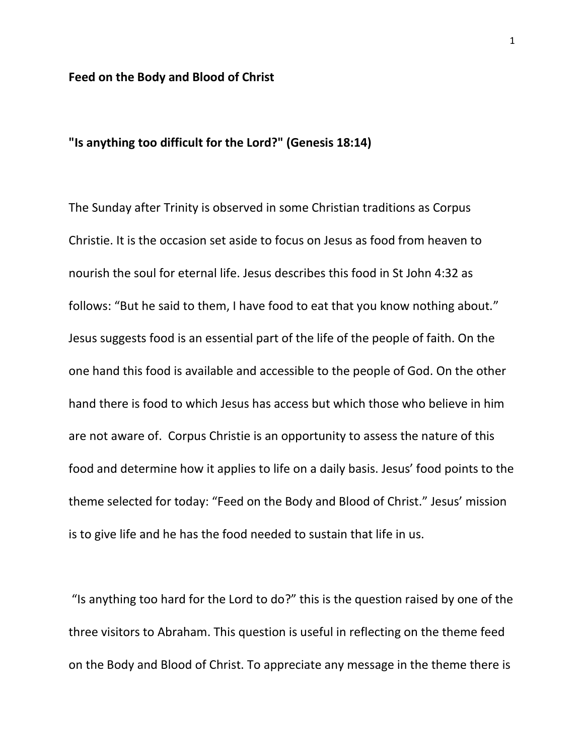**Feed on the Body and Blood of Christ**

**"Is anything too difficult for the Lord?" (Genesis 18:14)**

The Sunday after Trinity is observed in some Christian traditions as Corpus Christie. It is the occasion set aside to focus on Jesus as food from heaven to nourish the soul for eternal life. Jesus describes this food in St John 4:32 as follows: "But he said to them, I have food to eat that you know nothing about." Jesus suggests food is an essential part of the life of the people of faith. On the one hand this food is available and accessible to the people of God. On the other hand there is food to which Jesus has access but which those who believe in him are not aware of. Corpus Christie is an opportunity to assess the nature of this food and determine how it applies to life on a daily basis. Jesus' food points to the theme selected for today: "Feed on the Body and Blood of Christ." Jesus' mission is to give life and he has the food needed to sustain that life in us.

"Is anything too hard for the Lord to do?" this is the question raised by one of the three visitors to Abraham. This question is useful in reflecting on the theme feed on the Body and Blood of Christ. To appreciate any message in the theme there is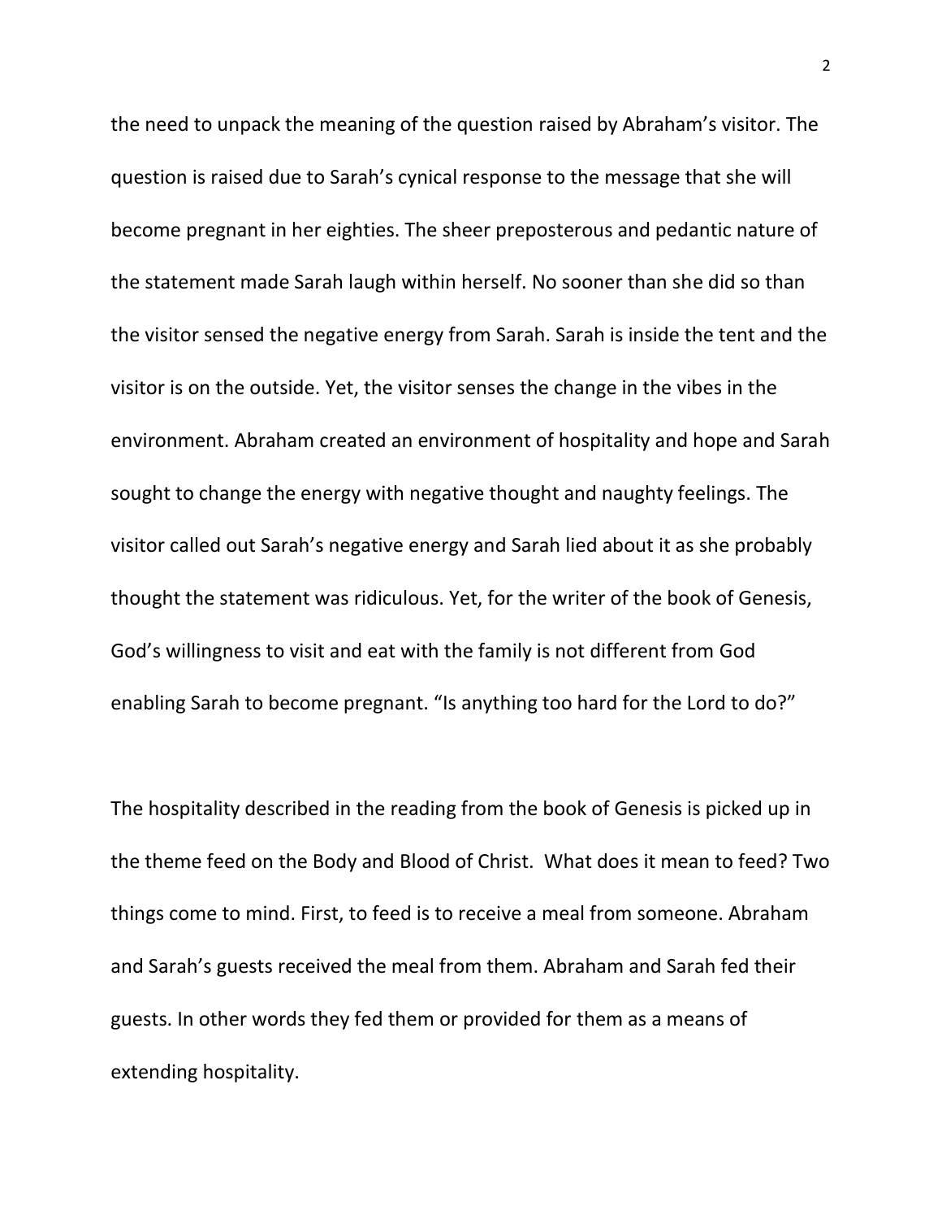the need to unpack the meaning of the question raised by Abraham's visitor. The question is raised due to Sarah's cynical response to the message that she will become pregnant in her eighties. The sheer preposterous and pedantic nature of the statement made Sarah laugh within herself. No sooner than she did so than the visitor sensed the negative energy from Sarah. Sarah is inside the tent and the visitor is on the outside. Yet, the visitor senses the change in the vibes in the environment. Abraham created an environment of hospitality and hope and Sarah sought to change the energy with negative thought and naughty feelings. The visitor called out Sarah's negative energy and Sarah lied about it as she probably thought the statement was ridiculous. Yet, for the writer of the book of Genesis, God's willingness to visit and eat with the family is not different from God enabling Sarah to become pregnant. "Is anything too hard for the Lord to do?"

The hospitality described in the reading from the book of Genesis is picked up in the theme feed on the Body and Blood of Christ.  What does it mean to feed? Two things come to mind. First, to feed is to receive a meal from someone. Abraham and Sarah's guests received the meal from them. Abraham and Sarah fed their guests. In other words they fed them or provided for them as a means of extending hospitality.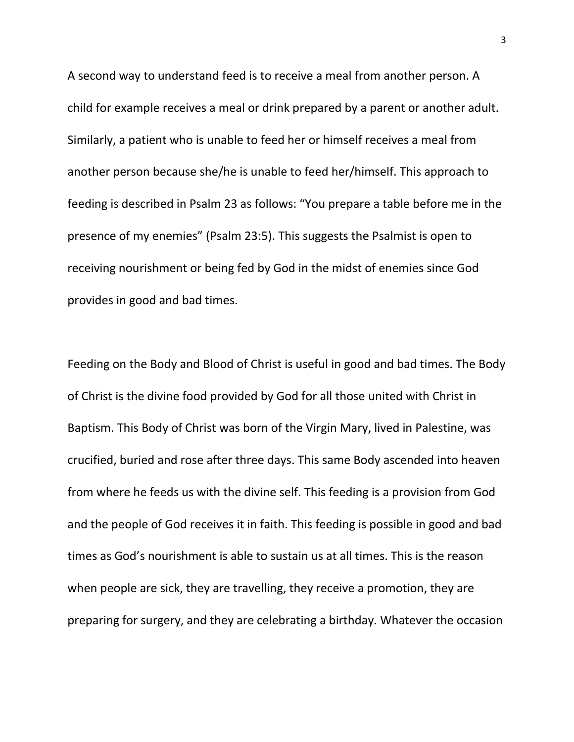A second way to understand feed is to receive a meal from another person. A child for example receives a meal or drink prepared by a parent or another adult. Similarly, a patient who is unable to feed her or himself receives a meal from another person because she/he is unable to feed her/himself. This approach to feeding is described in Psalm 23 as follows: "You prepare a table before me in the presence of my enemies" (Psalm 23:5). This suggests the Psalmist is open to receiving nourishment or being fed by God in the midst of enemies since God provides in good and bad times.

Feeding on the Body and Blood of Christ is useful in good and bad times. The Body of Christ is the divine food provided by God for all those united with Christ in Baptism. This Body of Christ was born of the Virgin Mary, lived in Palestine, was crucified, buried and rose after three days. This same Body ascended into heaven from where he feeds us with the divine self. This feeding is a provision from God and the people of God receives it in faith. This feeding is possible in good and bad times as God's nourishment is able to sustain us at all times. This is the reason when people are sick, they are travelling, they receive a promotion, they are preparing for surgery, and they are celebrating a birthday. Whatever the occasion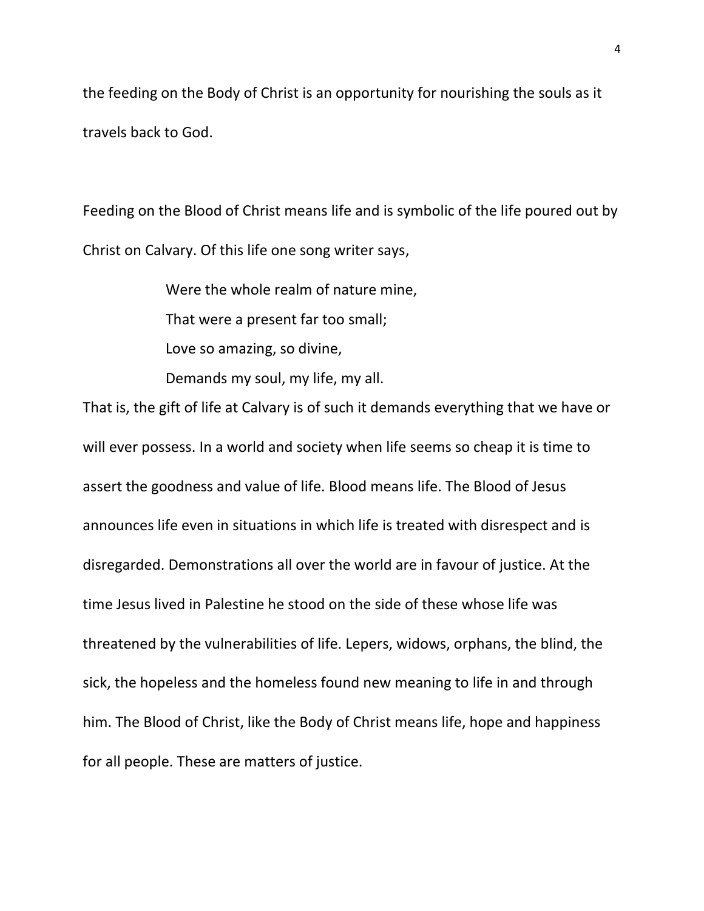the feeding on the Body of Christ is an opportunity for nourishing the souls as it travels back to God.

Feeding on the Blood of Christ means life and is symbolic of the life poured out by Christ on Calvary. Of this life one song writer says,

> Were the whole realm of nature mine,  
> That were a present far too small;  
> Love so amazing, so divine,  
> Demands my soul, my life, my all.

That is, the gift of life at Calvary is of such it demands everything that we have or will ever possess. In a world and society when life seems so cheap it is time to assert the goodness and value of life. Blood means life. The Blood of Jesus announces life even in situations in which life is treated with disrespect and is disregarded. Demonstrations all over the world are in favour of justice. At the time Jesus lived in Palestine he stood on the side of these whose life was threatened by the vulnerabilities of life. Lepers, widows, orphans, the blind, the sick, the hopeless and the homeless found new meaning to life in and through him. The Blood of Christ, like the Body of Christ means life, hope and happiness for all people. These are matters of justice.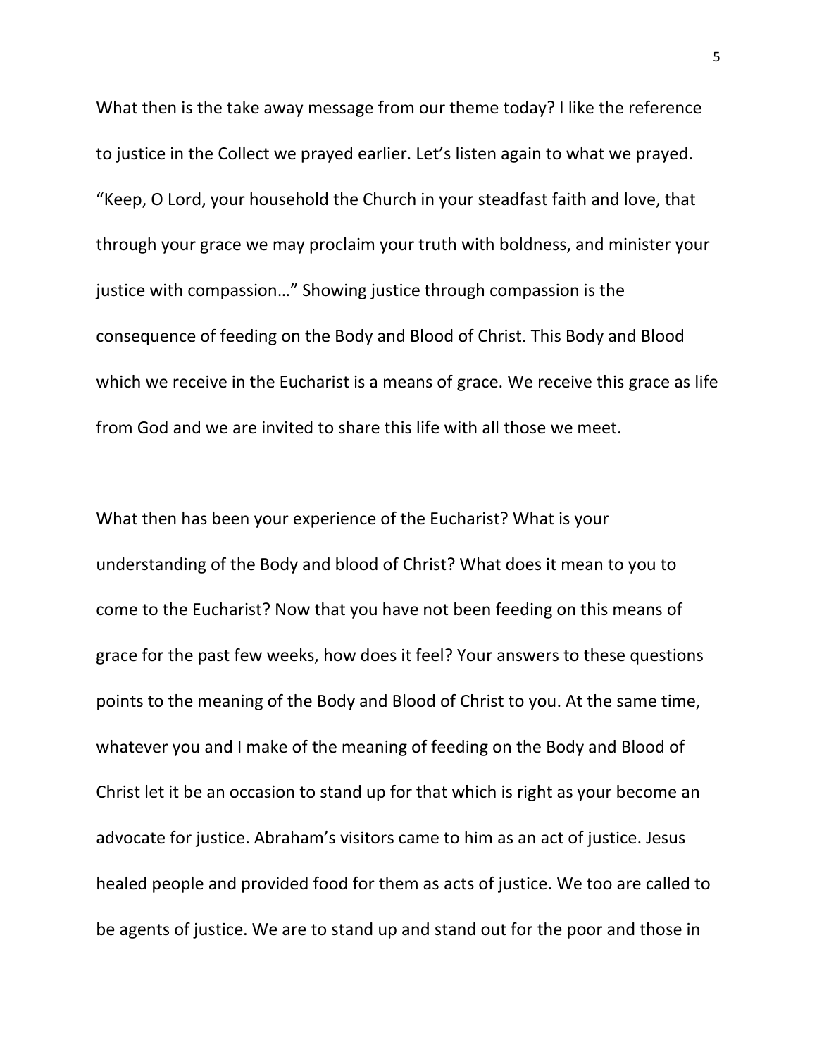What then is the take away message from our theme today? I like the reference to justice in the Collect we prayed earlier. Let's listen again to what we prayed. "Keep, O Lord, your household the Church in your steadfast faith and love, that through your grace we may proclaim your truth with boldness, and minister your justice with compassion…" Showing justice through compassion is the consequence of feeding on the Body and Blood of Christ. This Body and Blood which we receive in the Eucharist is a means of grace. We receive this grace as life from God and we are invited to share this life with all those we meet.

What then has been your experience of the Eucharist? What is your understanding of the Body and blood of Christ? What does it mean to you to come to the Eucharist? Now that you have not been feeding on this means of grace for the past few weeks, how does it feel? Your answers to these questions points to the meaning of the Body and Blood of Christ to you. At the same time, whatever you and I make of the meaning of feeding on the Body and Blood of Christ let it be an occasion to stand up for that which is right as your become an advocate for justice. Abraham's visitors came to him as an act of justice. Jesus healed people and provided food for them as acts of justice. We too are called to be agents of justice. We are to stand up and stand out for the poor and those in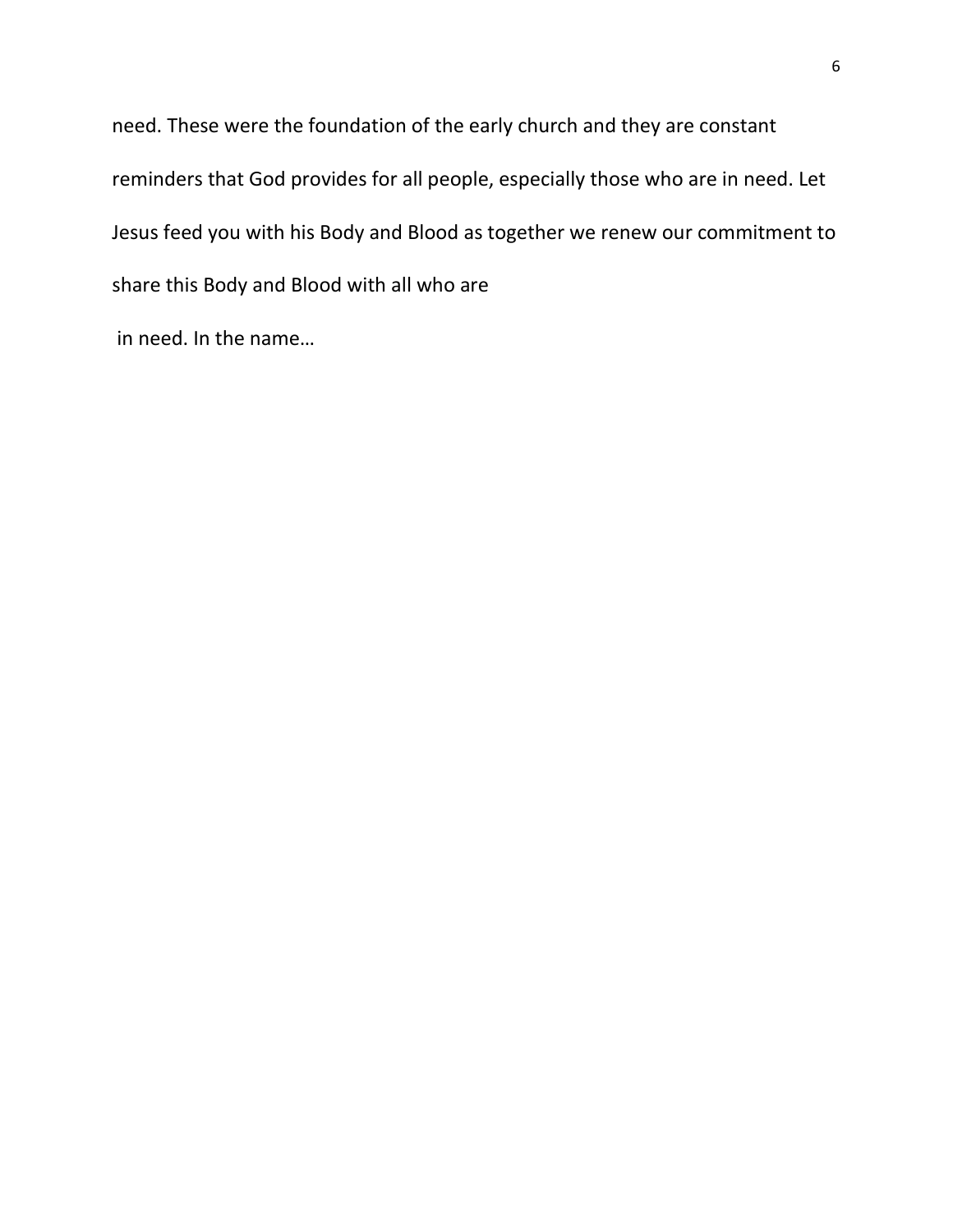need. These were the foundation of the early church and they are constant reminders that God provides for all people, especially those who are in need. Let Jesus feed you with his Body and Blood as together we renew our commitment to share this Body and Blood with all who are in need. In the name…